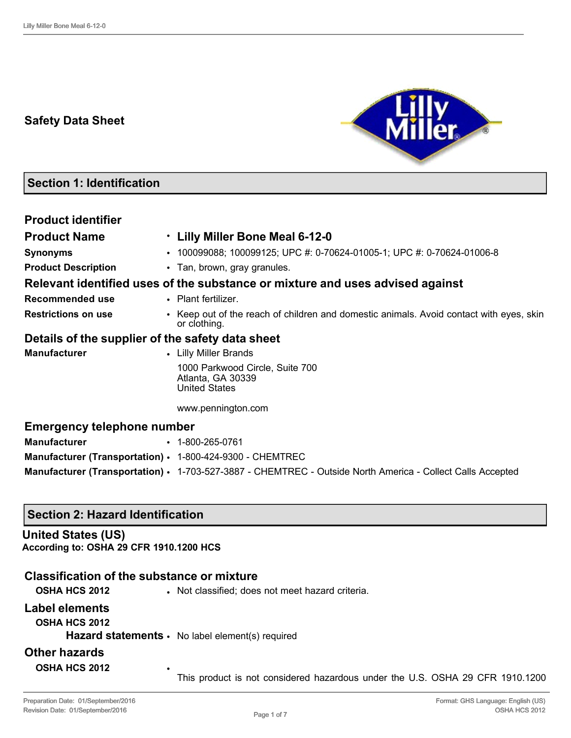# Safety Data Sheet

## Section 1: Identification

### Product identifier

| | |
|---|---|
| **Product Name** | • **Lilly Miller Bone Meal 6-12-0** |
| **Synonyms** | • 100099088; 100099125; UPC #: 0-70624-01005-1; UPC #: 0-70624-01006-8 |
| **Product Description** | • Tan, brown, gray granules. |

### Relevant identified uses of the substance or mixture and uses advised against

| | |
|---|---|
| **Recommended use** | • Plant fertilizer. |
| **Restrictions on use** | • Keep out of the reach of children and domestic animals. Avoid contact with eyes, skin or clothing. |

### Details of the supplier of the safety data sheet

**Manufacturer**
- Lilly Miller Brands
  1000 Parkwood Circle, Suite 700
  Atlanta, GA 30339
  United States

  www.pennington.com

### Emergency telephone number

| | |
|---|---|
| **Manufacturer** | • 1-800-265-0761 |
| **Manufacturer (Transportation)** | • 1-800-424-9300 - CHEMTREC |
| **Manufacturer (Transportation)** | • 1-703-527-3887 - CHEMTREC - Outside North America - Collect Calls Accepted |

## Section 2: Hazard Identification

### United States (US)

**According to: OSHA 29 CFR 1910.1200 HCS**

### Classification of the substance or mixture

**OSHA HCS 2012**
- Not classified; does not meet hazard criteria.

### Label elements

**OSHA HCS 2012**

**Hazard statements**
- No label element(s) required

### Other hazards

**OSHA HCS 2012**
- This product is not considered hazardous under the U.S. OSHA 29 CFR 1910.1200

Preparation Date: 01/September/2016
Revision Date: 01/September/2016

Format: GHS Language: English (US)
OSHA HCS 2012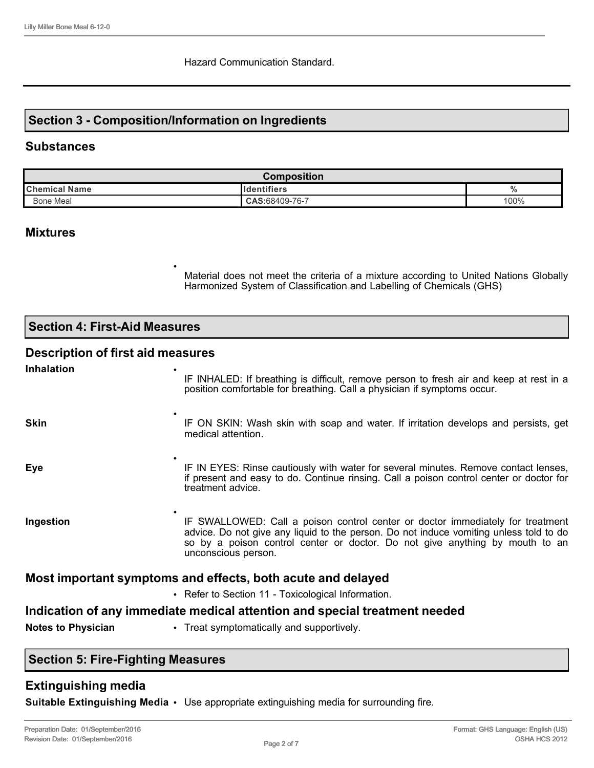Hazard Communication Standard.

## Section 3 - Composition/Information on Ingredients

### Substances

| Composition | | |
|---|---|---|
| **Chemical Name** | **Identifiers** | **%** |
| Bone Meal | **CAS:**68409-76-7 | 100% |

### Mixtures

- Material does not meet the criteria of a mixture according to United Nations Globally Harmonized System of Classification and Labelling of Chemicals (GHS)

## Section 4: First-Aid Measures

### Description of first aid measures

**Inhalation**
- IF INHALED: If breathing is difficult, remove person to fresh air and keep at rest in a position comfortable for breathing. Call a physician if symptoms occur.

**Skin**
- IF ON SKIN: Wash skin with soap and water. If irritation develops and persists, get medical attention.

**Eye**
- IF IN EYES: Rinse cautiously with water for several minutes. Remove contact lenses, if present and easy to do. Continue rinsing. Call a poison control center or doctor for treatment advice.

**Ingestion**
- IF SWALLOWED: Call a poison control center or doctor immediately for treatment advice. Do not give any liquid to the person. Do not induce vomiting unless told to do so by a poison control center or doctor. Do not give anything by mouth to an unconscious person.

### Most important symptoms and effects, both acute and delayed

- Refer to Section 11 - Toxicological Information.

### Indication of any immediate medical attention and special treatment needed

**Notes to Physician**
- Treat symptomatically and supportively.

## Section 5: Fire-Fighting Measures

### Extinguishing media

**Suitable Extinguishing Media**
- Use appropriate extinguishing media for surrounding fire.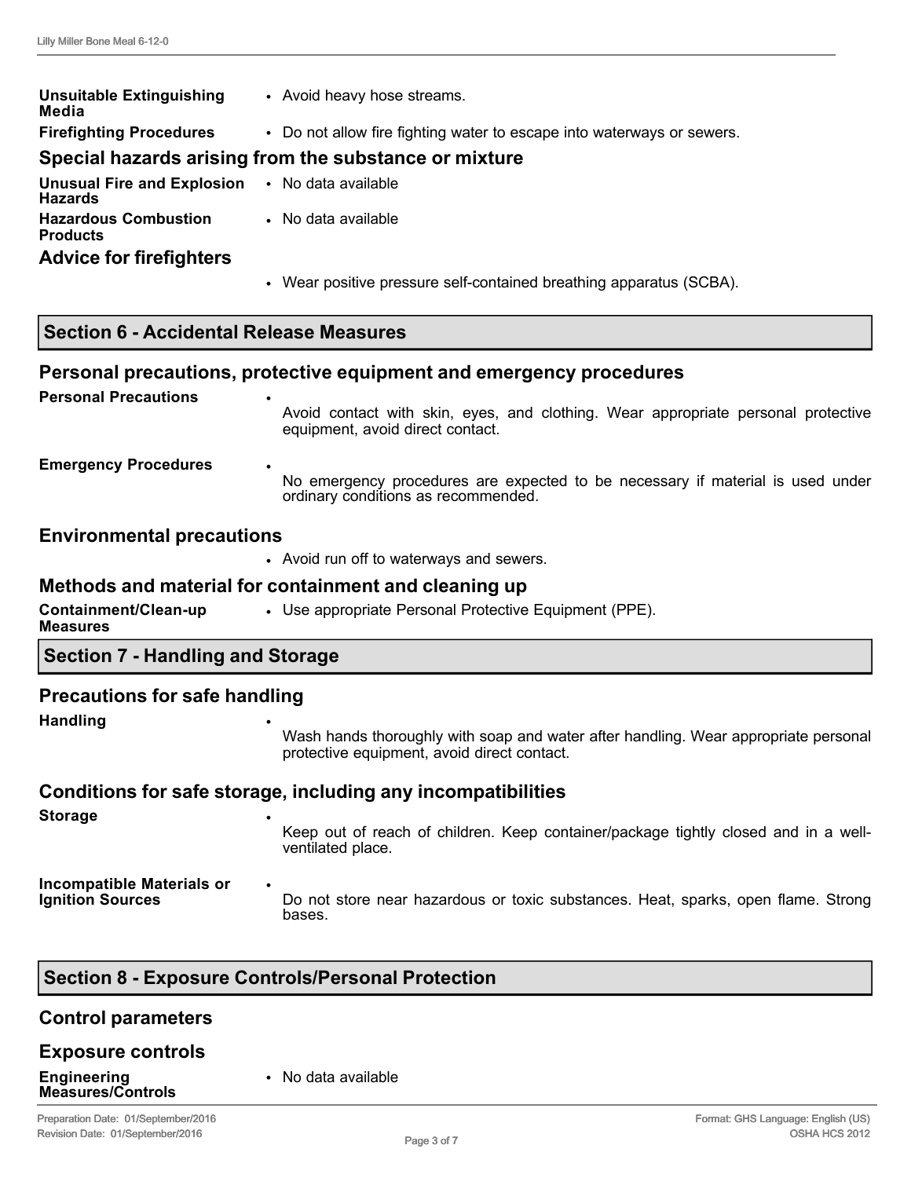**Unsuitable Extinguishing Media**
- Avoid heavy hose streams.

**Firefighting Procedures**
- Do not allow fire fighting water to escape into waterways or sewers.

### Special hazards arising from the substance or mixture

**Unusual Fire and Explosion Hazards**
- No data available

**Hazardous Combustion Products**
- No data available

### Advice for firefighters

- Wear positive pressure self-contained breathing apparatus (SCBA).

## Section 6 - Accidental Release Measures

### Personal precautions, protective equipment and emergency procedures

**Personal Precautions**
- Avoid contact with skin, eyes, and clothing. Wear appropriate personal protective equipment, avoid direct contact.

**Emergency Procedures**
- No emergency procedures are expected to be necessary if material is used under ordinary conditions as recommended.

### Environmental precautions

- Avoid run off to waterways and sewers.

### Methods and material for containment and cleaning up

**Containment/Clean-up Measures**
- Use appropriate Personal Protective Equipment (PPE).

## Section 7 - Handling and Storage

### Precautions for safe handling

**Handling**
- Wash hands thoroughly with soap and water after handling. Wear appropriate personal protective equipment, avoid direct contact.

### Conditions for safe storage, including any incompatibilities

**Storage**
- Keep out of reach of children. Keep container/package tightly closed and in a well-ventilated place.

**Incompatible Materials or Ignition Sources**
- Do not store near hazardous or toxic substances. Heat, sparks, open flame. Strong bases.

## Section 8 - Exposure Controls/Personal Protection

### Control parameters

### Exposure controls

**Engineering Measures/Controls**
- No data available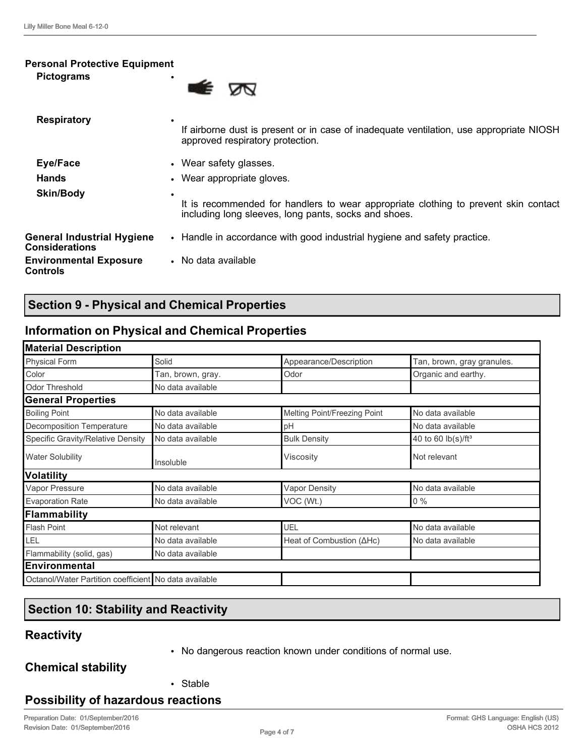**Personal Protective Equipment**

| | |
|---|---|
| **Pictograms** | • |
| **Respiratory** | • If airborne dust is present or in case of inadequate ventilation, use appropriate NIOSH approved respiratory protection. |
| **Eye/Face** | • Wear safety glasses. |
| **Hands** | • Wear appropriate gloves. |
| **Skin/Body** | • It is recommended for handlers to wear appropriate clothing to prevent skin contact including long sleeves, long pants, socks and shoes. |
| **General Industrial Hygiene Considerations** | • Handle in accordance with good industrial hygiene and safety practice. |
| **Environmental Exposure Controls** | • No data available |

## Section 9 - Physical and Chemical Properties

### Information on Physical and Chemical Properties

| **Material Description** | | | |
|---|---|---|---|
| Physical Form | Solid | Appearance/Description | Tan, brown, gray granules. |
| Color | Tan, brown, gray. | Odor | Organic and earthy. |
| Odor Threshold | No data available | | |
| **General Properties** | | | |
| Boiling Point | No data available | Melting Point/Freezing Point | No data available |
| Decomposition Temperature | No data available | pH | No data available |
| Specific Gravity/Relative Density | No data available | Bulk Density | 40 to 60 lb(s)/ft$^3$ |
| Water Solubility | Insoluble | Viscosity | Not relevant |
| **Volatility** | | | |
| Vapor Pressure | No data available | Vapor Density | No data available |
| Evaporation Rate | No data available | VOC (Wt.) | 0 % |
| **Flammability** | | | |
| Flash Point | Not relevant | UEL | No data available |
| LEL | No data available | Heat of Combustion (ΔHc) | No data available |
| Flammability (solid, gas) | No data available | | |
| **Environmental** | | | |
| Octanol/Water Partition coefficient | No data available | | |

## Section 10: Stability and Reactivity

### Reactivity

- No dangerous reaction known under conditions of normal use.

### Chemical stability

- Stable

### Possibility of hazardous reactions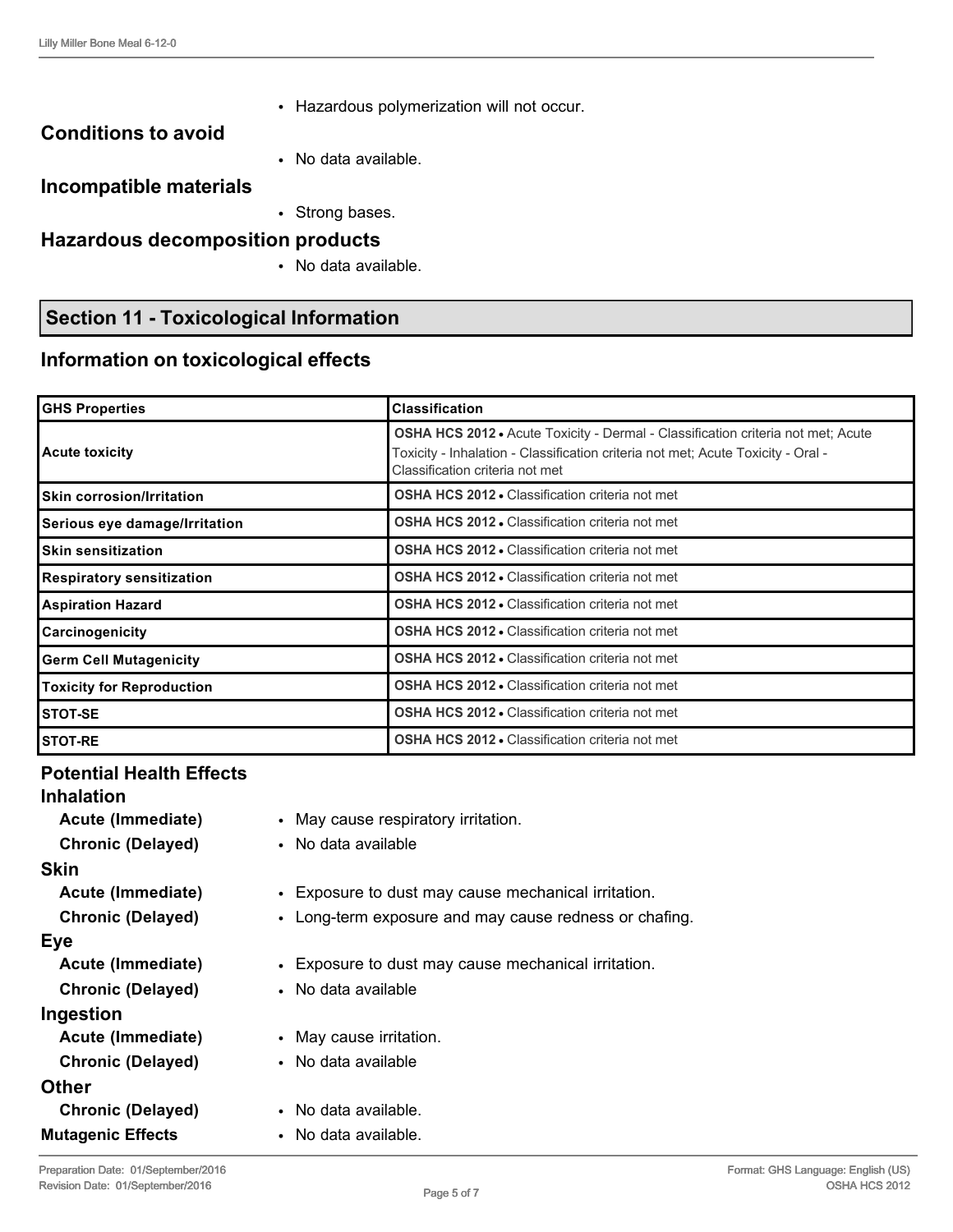- Hazardous polymerization will not occur.

### Conditions to avoid

- No data available.

### Incompatible materials

- Strong bases.

### Hazardous decomposition products

- No data available.

## Section 11 - Toxicological Information

### Information on toxicological effects

| GHS Properties | Classification |
|---|---|
| Acute toxicity | **OSHA HCS 2012** • Acute Toxicity - Dermal - Classification criteria not met; Acute Toxicity - Inhalation - Classification criteria not met; Acute Toxicity - Oral - Classification criteria not met |
| Skin corrosion/Irritation | **OSHA HCS 2012** • Classification criteria not met |
| Serious eye damage/Irritation | **OSHA HCS 2012** • Classification criteria not met |
| Skin sensitization | **OSHA HCS 2012** • Classification criteria not met |
| Respiratory sensitization | **OSHA HCS 2012** • Classification criteria not met |
| Aspiration Hazard | **OSHA HCS 2012** • Classification criteria not met |
| Carcinogenicity | **OSHA HCS 2012** • Classification criteria not met |
| Germ Cell Mutagenicity | **OSHA HCS 2012** • Classification criteria not met |
| Toxicity for Reproduction | **OSHA HCS 2012** • Classification criteria not met |
| STOT-SE | **OSHA HCS 2012** • Classification criteria not met |
| STOT-RE | **OSHA HCS 2012** • Classification criteria not met |

### Potential Health Effects

**Inhalation**

- **Acute (Immediate)**
  - May cause respiratory irritation.
- **Chronic (Delayed)**
  - No data available

**Skin**

- **Acute (Immediate)**
  - Exposure to dust may cause mechanical irritation.
- **Chronic (Delayed)**
  - Long-term exposure and may cause redness or chafing.

**Eye**

- **Acute (Immediate)**
  - Exposure to dust may cause mechanical irritation.
- **Chronic (Delayed)**
  - No data available

**Ingestion**

- **Acute (Immediate)**
  - May cause irritation.
- **Chronic (Delayed)**
  - No data available

**Other**

- **Chronic (Delayed)**
  - No data available.

**Mutagenic Effects**

- No data available.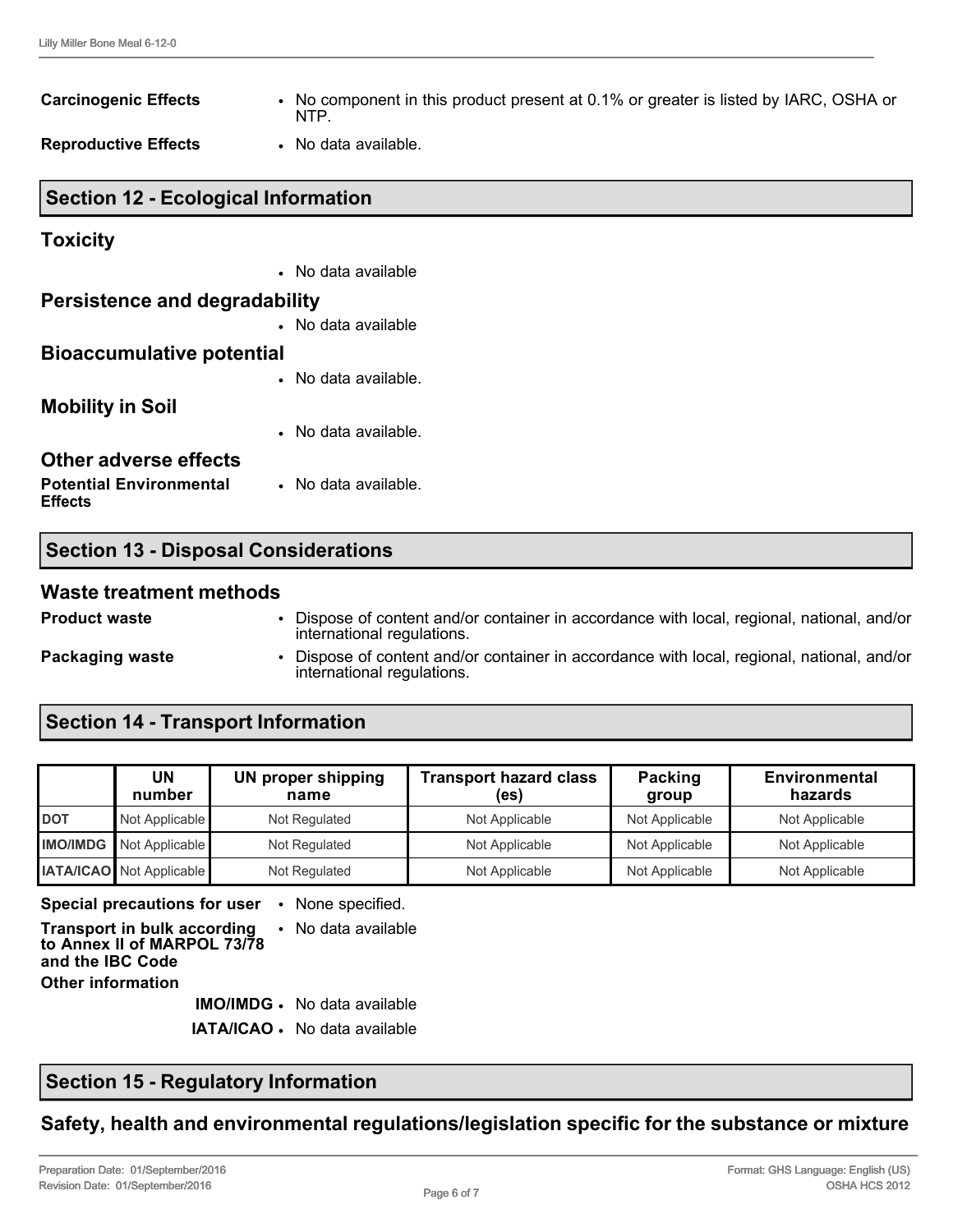**Carcinogenic Effects**
- No component in this product present at 0.1% or greater is listed by IARC, OSHA or NTP.

**Reproductive Effects**
- No data available.

## Section 12 - Ecological Information

### Toxicity

- No data available

### Persistence and degradability

- No data available

### Bioaccumulative potential

- No data available.

### Mobility in Soil

- No data available.

### Other adverse effects

**Potential Environmental Effects**
- No data available.

## Section 13 - Disposal Considerations

### Waste treatment methods

**Product waste**
- Dispose of content and/or container in accordance with local, regional, national, and/or international regulations.

**Packaging waste**
- Dispose of content and/or container in accordance with local, regional, national, and/or international regulations.

## Section 14 - Transport Information

| | UN number | UN proper shipping name | Transport hazard class (es) | Packing group | Environmental hazards |
|---|---|---|---|---|---|
| DOT | Not Applicable | Not Regulated | Not Applicable | Not Applicable | Not Applicable |
| IMO/IMDG | Not Applicable | Not Regulated | Not Applicable | Not Applicable | Not Applicable |
| IATA/ICAO | Not Applicable | Not Regulated | Not Applicable | Not Applicable | Not Applicable |

**Special precautions for user**
- None specified.

**Transport in bulk according to Annex II of MARPOL 73/78 and the IBC Code**
- No data available

**Other information**

**IMO/IMDG**
- No data available

**IATA/ICAO**
- No data available

## Section 15 - Regulatory Information

### Safety, health and environmental regulations/legislation specific for the substance or mixture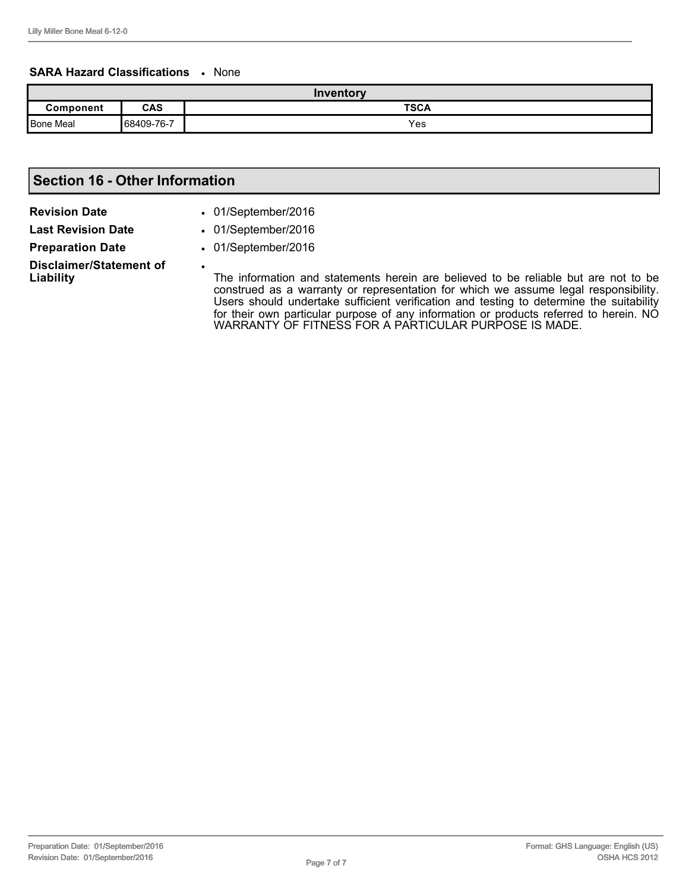**SARA Hazard Classifications** • None

| Inventory | | |
|---|---|---|
| **Component** | **CAS** | **TSCA** |
| Bone Meal | 68409-76-7 | Yes |

## Section 16 - Other Information

**Revision Date** • 01/September/2016

**Last Revision Date** • 01/September/2016

**Preparation Date** • 01/September/2016

**Disclaimer/Statement of Liability** •

The information and statements herein are believed to be reliable but are not to be construed as a warranty or representation for which we assume legal responsibility. Users should undertake sufficient verification and testing to determine the suitability for their own particular purpose of any information or products referred to herein. NO WARRANTY OF FITNESS FOR A PARTICULAR PURPOSE IS MADE.